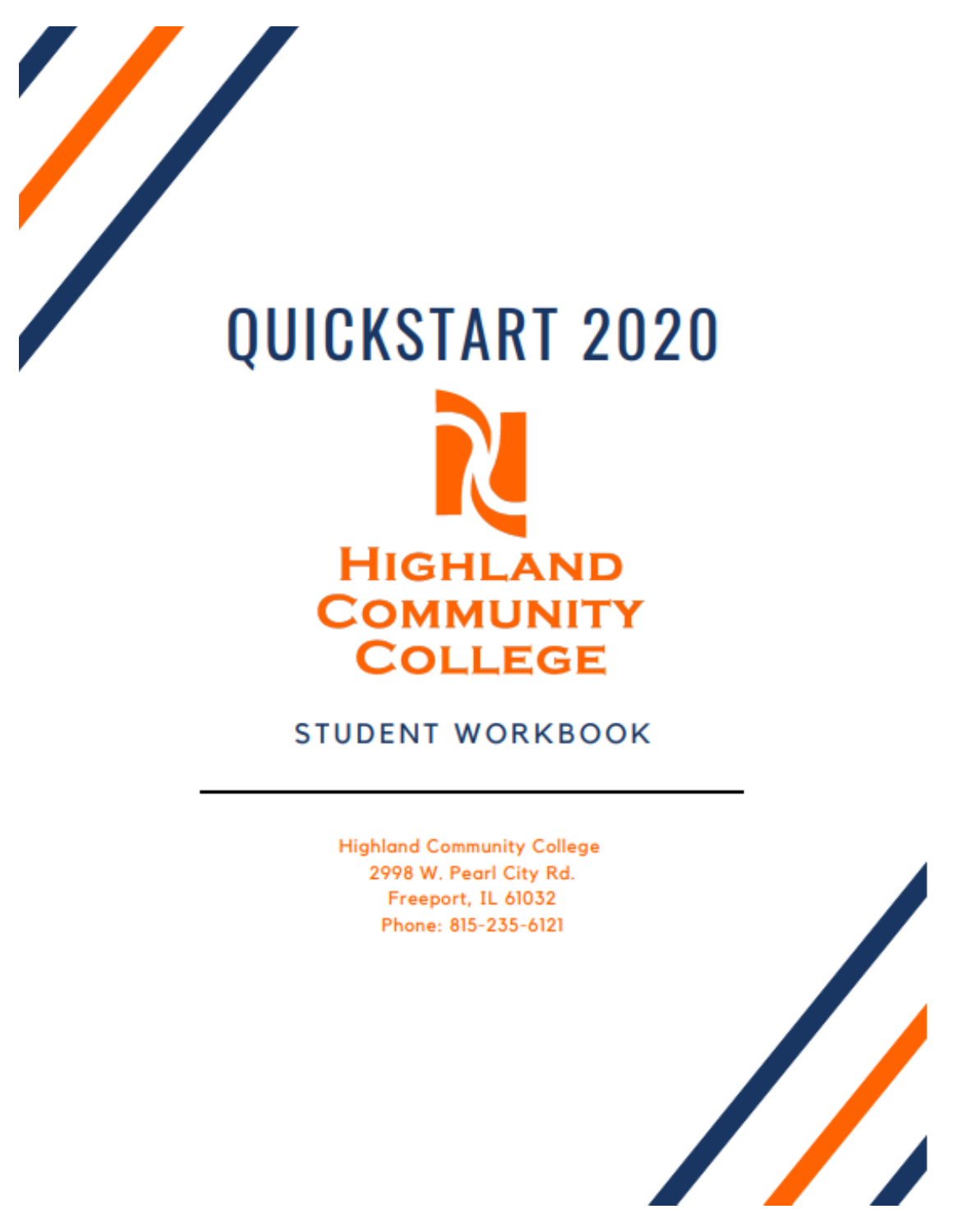# QUICKSTART 2020

HIGHLAND COMMUNITY COLLEGE

STUDENT WORKBOOK

---

Highland Community College
2998 W. Pearl City Rd.
Freeport, IL 61032
Phone: 815-235-6121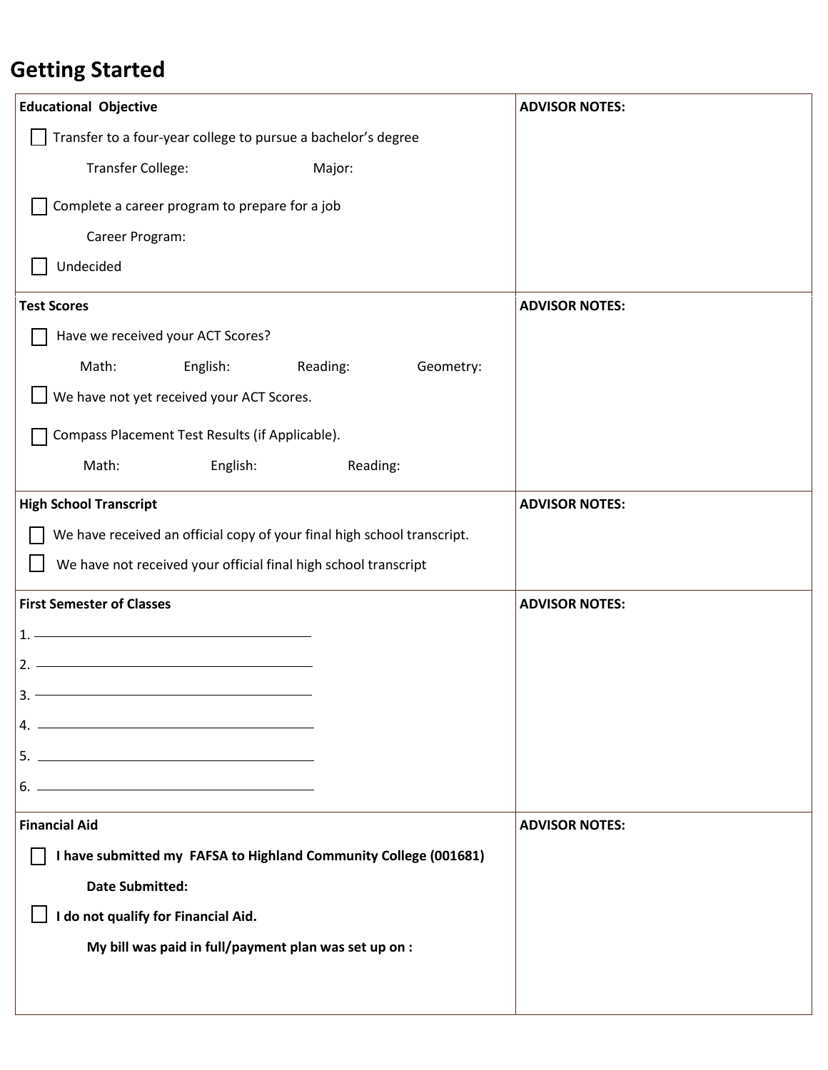# Getting Started

| **Educational Objective** | **ADVISOR NOTES:** |
|---|---|
| ☐ Transfer to a four-year college to pursue a bachelor's degree<br><br>Transfer College: Major:<br><br>☐ Complete a career program to prepare for a job<br><br>Career Program:<br><br>☐ Undecided | |
| **Test Scores** | **ADVISOR NOTES:** |
| ☐ Have we received your ACT Scores?<br><br>Math: English: Reading: Geometry:<br><br>☐ We have not yet received your ACT Scores.<br><br>☐ Compass Placement Test Results (if Applicable).<br><br>Math: English: Reading: | |
| **High School Transcript** | **ADVISOR NOTES:** |
| ☐ We have received an official copy of your final high school transcript.<br><br>☐ We have not received your official final high school transcript | |
| **First Semester of Classes** | **ADVISOR NOTES:** |
| 1. ______________________<br>2. ______________________<br>3. ______________________<br>4. ______________________<br>5. ______________________<br>6. ______________________ | |
| **Financial Aid** | **ADVISOR NOTES:** |
| ☐ **I have submitted my FAFSA to Highland Community College (001681)**<br><br>**Date Submitted:**<br><br>☐ **I do not qualify for Financial Aid.**<br><br>**My bill was paid in full/payment plan was set up on :** | |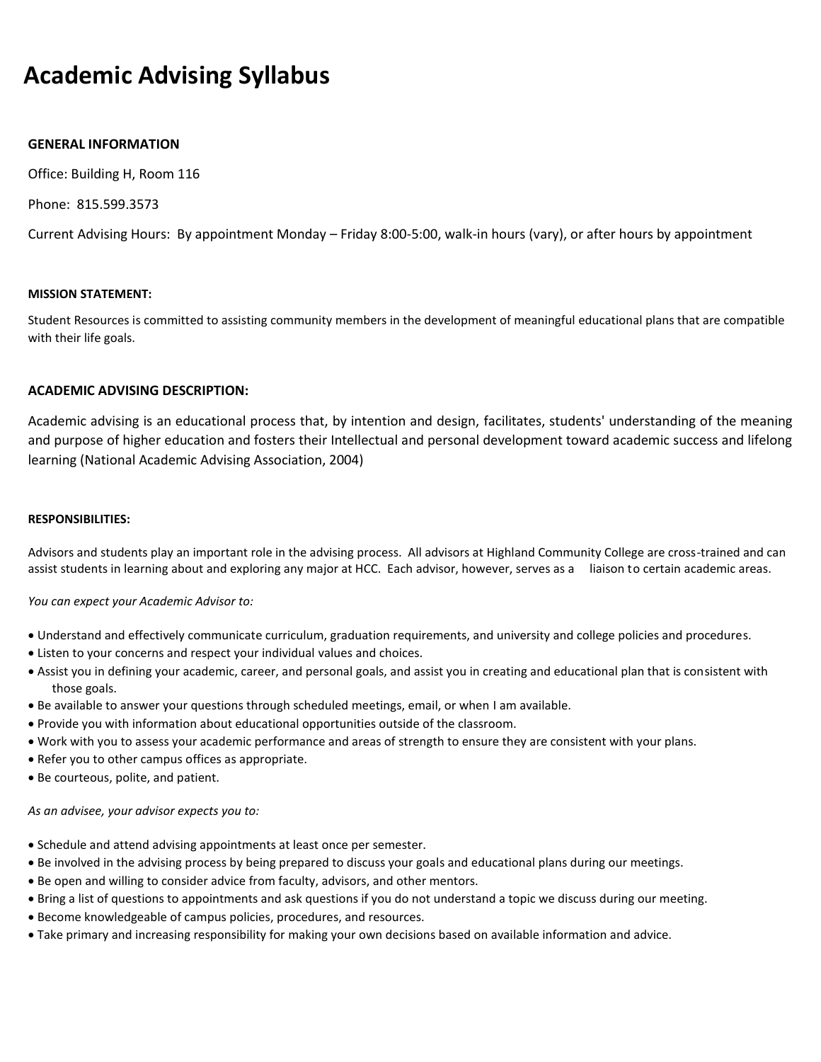# Academic Advising Syllabus

**GENERAL INFORMATION**

Office: Building H, Room 116

Phone: 815.599.3573

Current Advising Hours: By appointment Monday – Friday 8:00-5:00, walk-in hours (vary), or after hours by appointment

**MISSION STATEMENT:**

Student Resources is committed to assisting community members in the development of meaningful educational plans that are compatible with their life goals.

**ACADEMIC ADVISING DESCRIPTION:**

Academic advising is an educational process that, by intention and design, facilitates, students' understanding of the meaning and purpose of higher education and fosters their Intellectual and personal development toward academic success and lifelong learning (National Academic Advising Association, 2004)

**RESPONSIBILITIES:**

Advisors and students play an important role in the advising process. All advisors at Highland Community College are cross-trained and can assist students in learning about and exploring any major at HCC. Each advisor, however, serves as a liaison to certain academic areas.

*You can expect your Academic Advisor to:*

- Understand and effectively communicate curriculum, graduation requirements, and university and college policies and procedures.
- Listen to your concerns and respect your individual values and choices.
- Assist you in defining your academic, career, and personal goals, and assist you in creating and educational plan that is consistent with those goals.
- Be available to answer your questions through scheduled meetings, email, or when I am available.
- Provide you with information about educational opportunities outside of the classroom.
- Work with you to assess your academic performance and areas of strength to ensure they are consistent with your plans.
- Refer you to other campus offices as appropriate.
- Be courteous, polite, and patient.

*As an advisee, your advisor expects you to:*

- Schedule and attend advising appointments at least once per semester.
- Be involved in the advising process by being prepared to discuss your goals and educational plans during our meetings.
- Be open and willing to consider advice from faculty, advisors, and other mentors.
- Bring a list of questions to appointments and ask questions if you do not understand a topic we discuss during our meeting.
- Become knowledgeable of campus policies, procedures, and resources.
- Take primary and increasing responsibility for making your own decisions based on available information and advice.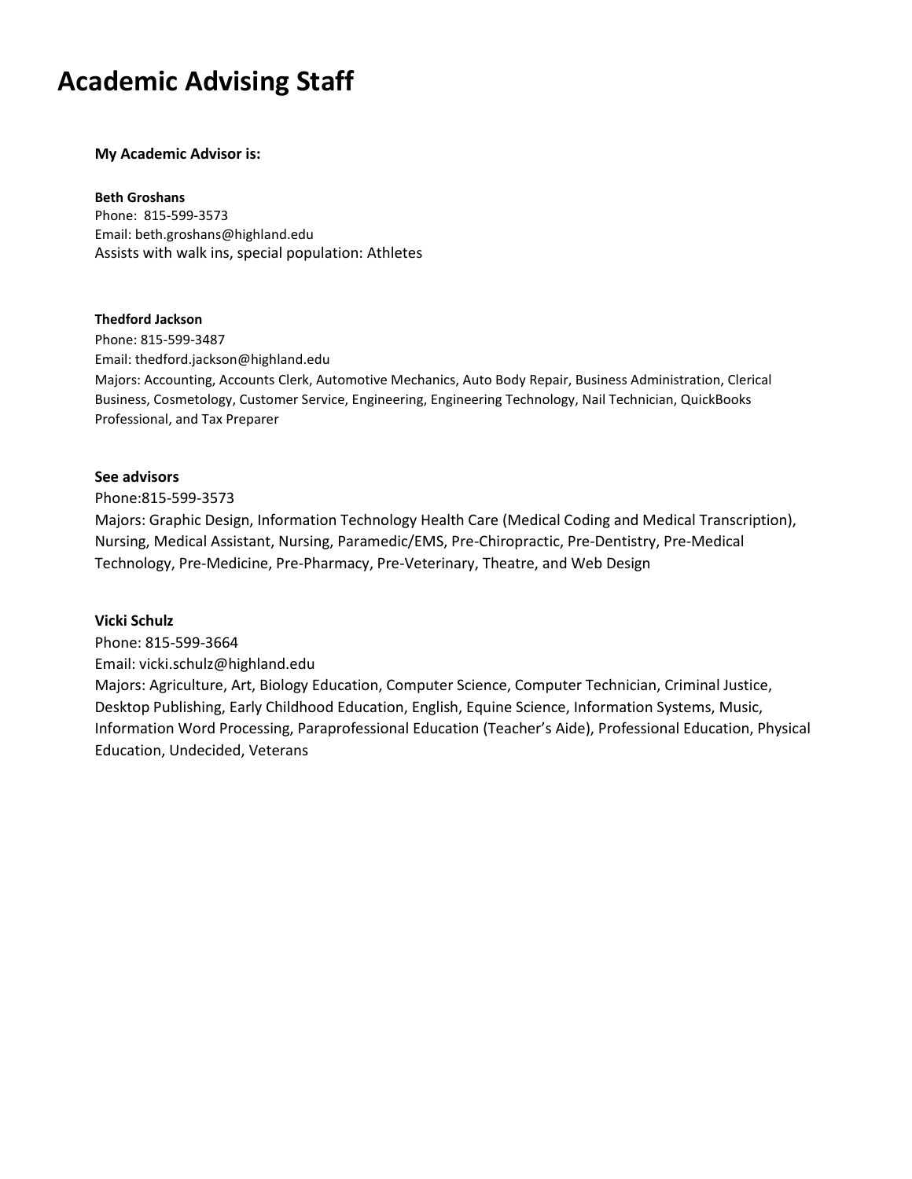# Academic Advising Staff

**My Academic Advisor is:**

**Beth Groshans**
Phone: 815-599-3573
Email: beth.groshans@highland.edu
Assists with walk ins, special population: Athletes

**Thedford Jackson**
Phone: 815-599-3487
Email: thedford.jackson@highland.edu
Majors: Accounting, Accounts Clerk, Automotive Mechanics, Auto Body Repair, Business Administration, Clerical Business, Cosmetology, Customer Service, Engineering, Engineering Technology, Nail Technician, QuickBooks Professional, and Tax Preparer

**See advisors**
Phone:815-599-3573
Majors: Graphic Design, Information Technology Health Care (Medical Coding and Medical Transcription), Nursing, Medical Assistant, Nursing, Paramedic/EMS, Pre-Chiropractic, Pre-Dentistry, Pre-Medical Technology, Pre-Medicine, Pre-Pharmacy, Pre-Veterinary, Theatre, and Web Design

**Vicki Schulz**
Phone: 815-599-3664
Email: vicki.schulz@highland.edu
Majors: Agriculture, Art, Biology Education, Computer Science, Computer Technician, Criminal Justice, Desktop Publishing, Early Childhood Education, English, Equine Science, Information Systems, Music, Information Word Processing, Paraprofessional Education (Teacher's Aide), Professional Education, Physical Education, Undecided, Veterans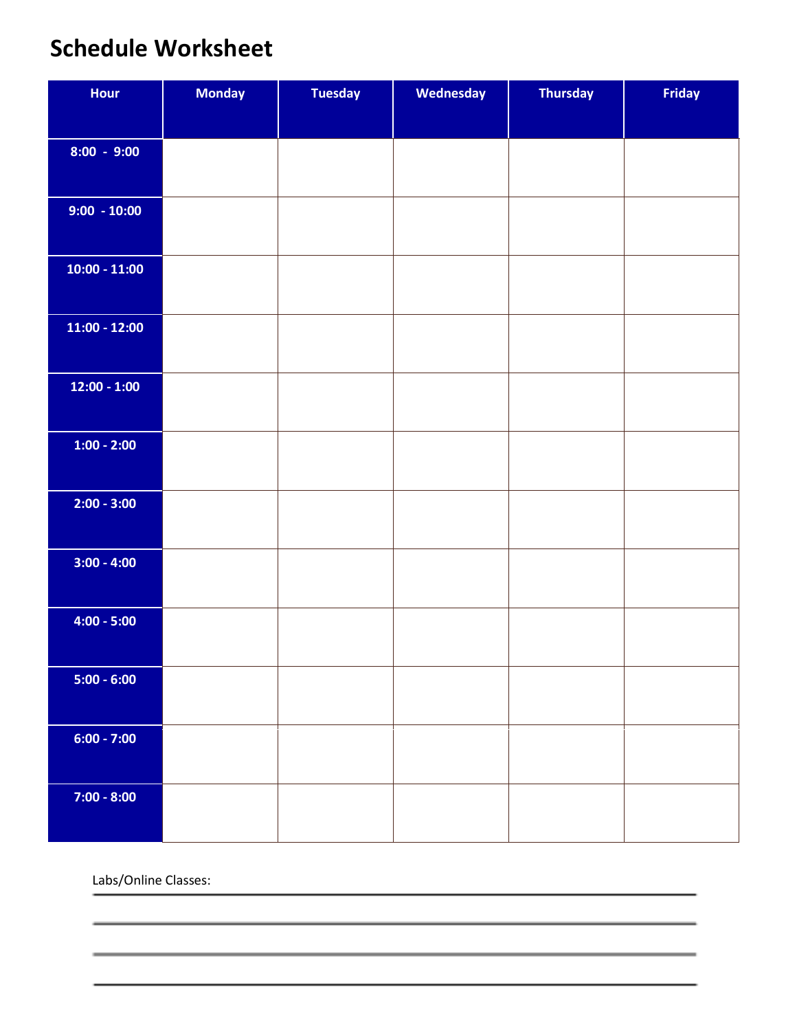# Schedule Worksheet

| Hour | Monday | Tuesday | Wednesday | Thursday | Friday |
|---|---|---|---|---|---|
| 8:00 - 9:00 | | | | | |
| 9:00 - 10:00 | | | | | |
| 10:00 - 11:00 | | | | | |
| 11:00 - 12:00 | | | | | |
| 12:00 - 1:00 | | | | | |
| 1:00 - 2:00 | | | | | |
| 2:00 - 3:00 | | | | | |
| 3:00 - 4:00 | | | | | |
| 4:00 - 5:00 | | | | | |
| 5:00 - 6:00 | | | | | |
| 6:00 - 7:00 | | | | | |
| 7:00 - 8:00 | | | | | |

Labs/Online Classes:

_______________________________________________

_______________________________________________

_______________________________________________

_______________________________________________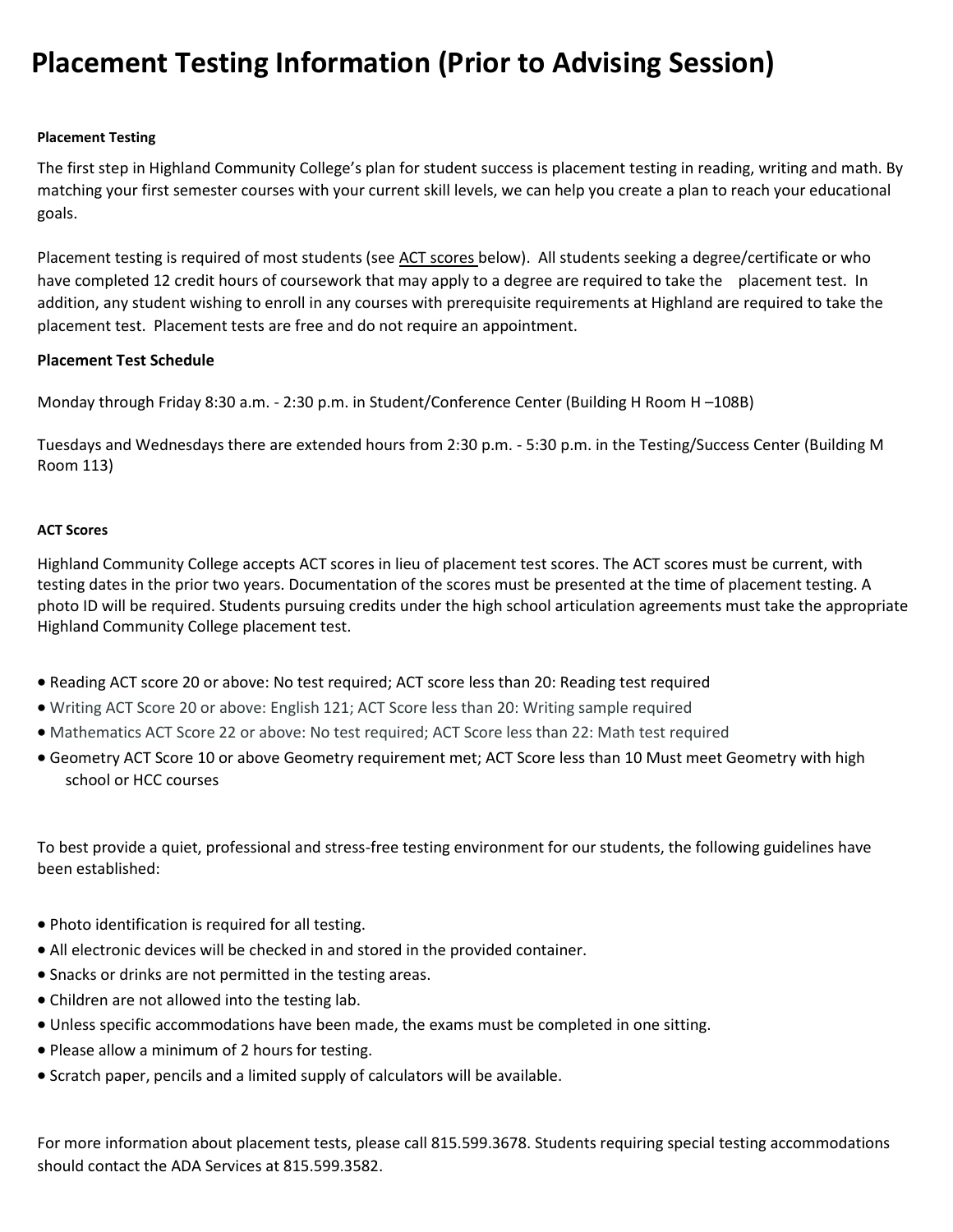# Placement Testing Information (Prior to Advising Session)

**Placement Testing**

The first step in Highland Community College's plan for student success is placement testing in reading, writing and math. By matching your first semester courses with your current skill levels, we can help you create a plan to reach your educational goals.

Placement testing is required of most students (see ACT scores below). All students seeking a degree/certificate or who have completed 12 credit hours of coursework that may apply to a degree are required to take the placement test. In addition, any student wishing to enroll in any courses with prerequisite requirements at Highland are required to take the placement test. Placement tests are free and do not require an appointment.

**Placement Test Schedule**

Monday through Friday 8:30 a.m. - 2:30 p.m. in Student/Conference Center (Building H Room H –108B)

Tuesdays and Wednesdays there are extended hours from 2:30 p.m. - 5:30 p.m. in the Testing/Success Center (Building M Room 113)

**ACT Scores**

Highland Community College accepts ACT scores in lieu of placement test scores. The ACT scores must be current, with testing dates in the prior two years. Documentation of the scores must be presented at the time of placement testing. A photo ID will be required. Students pursuing credits under the high school articulation agreements must take the appropriate Highland Community College placement test.

- Reading ACT score 20 or above: No test required; ACT score less than 20: Reading test required
- Writing ACT Score 20 or above: English 121; ACT Score less than 20: Writing sample required
- Mathematics ACT Score 22 or above: No test required; ACT Score less than 22: Math test required
- Geometry ACT Score 10 or above Geometry requirement met; ACT Score less than 10 Must meet Geometry with high school or HCC courses

To best provide a quiet, professional and stress-free testing environment for our students, the following guidelines have been established:

- Photo identification is required for all testing.
- All electronic devices will be checked in and stored in the provided container.
- Snacks or drinks are not permitted in the testing areas.
- Children are not allowed into the testing lab.
- Unless specific accommodations have been made, the exams must be completed in one sitting.
- Please allow a minimum of 2 hours for testing.
- Scratch paper, pencils and a limited supply of calculators will be available.

For more information about placement tests, please call 815.599.3678. Students requiring special testing accommodations should contact the ADA Services at 815.599.3582.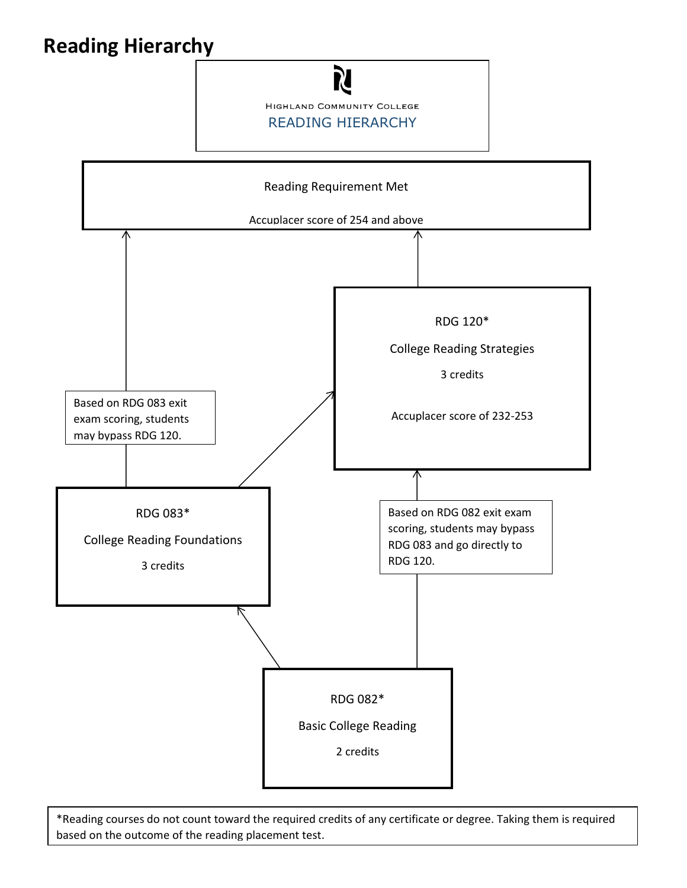# Reading Hierarchy

Highland Community College
READING HIERARCHY

Reading Requirement Met

Accuplacer score of 254 and above

RDG 120*

College Reading Strategies

3 credits

Accuplacer score of 232-253

Based on RDG 083 exit exam scoring, students may bypass RDG 120.

RDG 083*

College Reading Foundations

3 credits

Based on RDG 082 exit exam scoring, students may bypass RDG 083 and go directly to RDG 120.

RDG 082*

Basic College Reading

2 credits

*Reading courses do not count toward the required credits of any certificate or degree. Taking them is required based on the outcome of the reading placement test.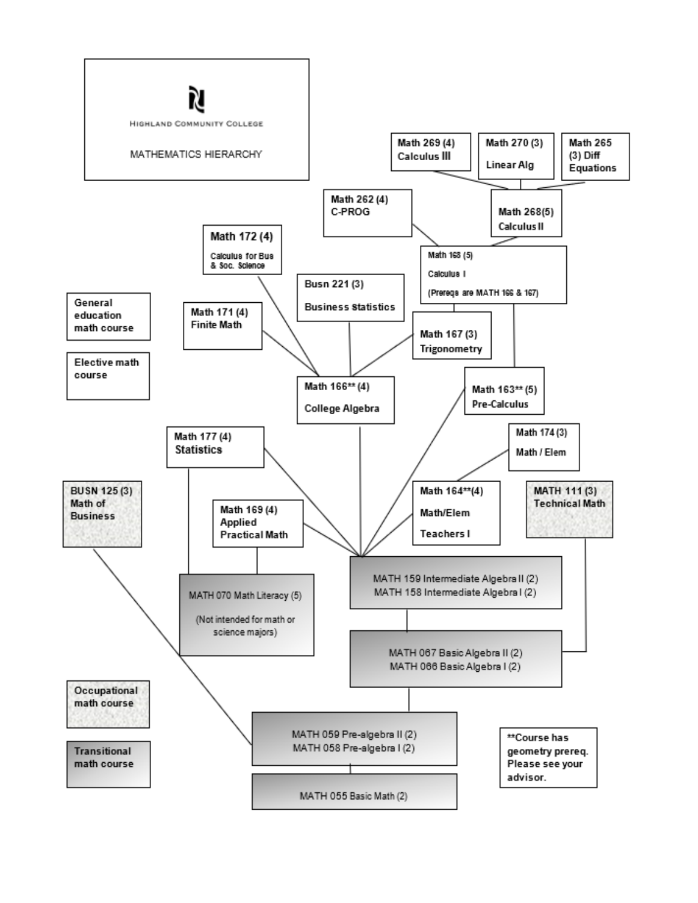Highland Community College

MATHEMATICS HIERARCHY

Math 269 (4) Calculus III

Math 270 (3) Linear Alg

Math 265 (3) Diff Equations

Math 262 (4) C-PROG

Math 268(5) Calculus II

Math 172 (4) Calculus for Bus & Soc. Science

Math 168 (5) Calculus I (Prereqs are MATH 166 & 167)

Busn 221 (3) Business statistics

Math 171 (4) Finite Math

Math 167 (3) Trigonometry

General education math course

Elective math course

Math 166** (4) College Algebra

Math 163** (5) Pre-Calculus

Math 177 (4) Statistics

Math 174 (3) Math / Elem

BUSN 125 (3) Math of Business

Math 169 (4) Applied Practical Math

Math 164**(4) Math/Elem Teachers I

MATH 111 (3) Technical Math

MATH 070 Math Literacy (5) (Not intended for math or science majors)

MATH 159 Intermediate Algebra II (2)
MATH 158 Intermediate Algebra I (2)

MATH 067 Basic Algebra II (2)
MATH 066 Basic Algebra I (2)

Occupational math course

Transitional math course

MATH 059 Pre-algebra II (2)
MATH 058 Pre-algebra I (2)

MATH 055 Basic Math (2)

**Course has geometry prereq. Please see your advisor.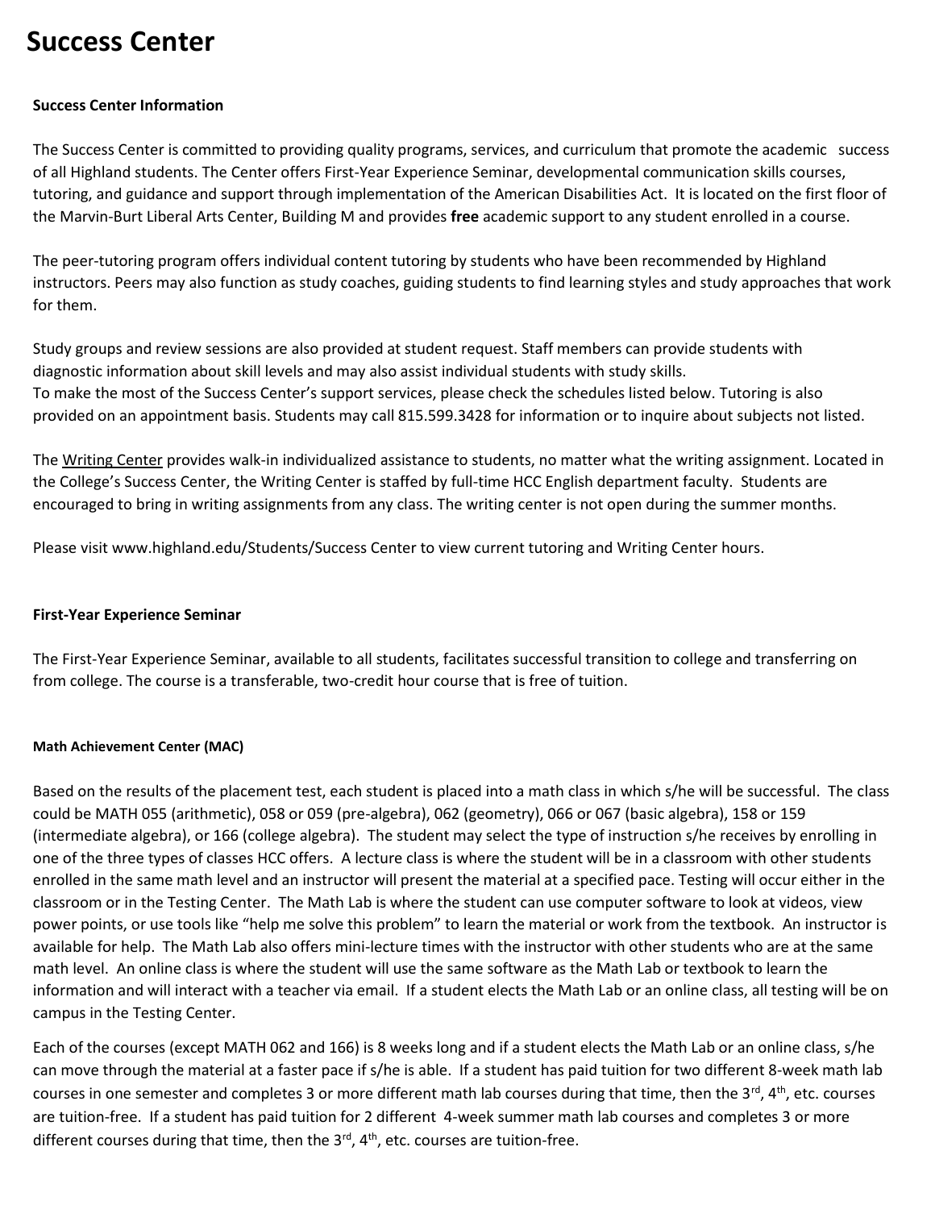# Success Center

### Success Center Information

The Success Center is committed to providing quality programs, services, and curriculum that promote the academic success of all Highland students. The Center offers First-Year Experience Seminar, developmental communication skills courses, tutoring, and guidance and support through implementation of the American Disabilities Act. It is located on the first floor of the Marvin-Burt Liberal Arts Center, Building M and provides **free** academic support to any student enrolled in a course.

The peer-tutoring program offers individual content tutoring by students who have been recommended by Highland instructors. Peers may also function as study coaches, guiding students to find learning styles and study approaches that work for them.

Study groups and review sessions are also provided at student request. Staff members can provide students with diagnostic information about skill levels and may also assist individual students with study skills.
To make the most of the Success Center's support services, please check the schedules listed below. Tutoring is also provided on an appointment basis. Students may call 815.599.3428 for information or to inquire about subjects not listed.

The Writing Center provides walk-in individualized assistance to students, no matter what the writing assignment. Located in the College's Success Center, the Writing Center is staffed by full-time HCC English department faculty. Students are encouraged to bring in writing assignments from any class. The writing center is not open during the summer months.

Please visit www.highland.edu/Students/Success Center to view current tutoring and Writing Center hours.

### First-Year Experience Seminar

The First-Year Experience Seminar, available to all students, facilitates successful transition to college and transferring on from college. The course is a transferable, two-credit hour course that is free of tuition.

#### Math Achievement Center (MAC)

Based on the results of the placement test, each student is placed into a math class in which s/he will be successful. The class could be MATH 055 (arithmetic), 058 or 059 (pre-algebra), 062 (geometry), 066 or 067 (basic algebra), 158 or 159 (intermediate algebra), or 166 (college algebra). The student may select the type of instruction s/he receives by enrolling in one of the three types of classes HCC offers. A lecture class is where the student will be in a classroom with other students enrolled in the same math level and an instructor will present the material at a specified pace. Testing will occur either in the classroom or in the Testing Center. The Math Lab is where the student can use computer software to look at videos, view power points, or use tools like "help me solve this problem" to learn the material or work from the textbook. An instructor is available for help. The Math Lab also offers mini-lecture times with the instructor with other students who are at the same math level. An online class is where the student will use the same software as the Math Lab or textbook to learn the information and will interact with a teacher via email. If a student elects the Math Lab or an online class, all testing will be on campus in the Testing Center.

Each of the courses (except MATH 062 and 166) is 8 weeks long and if a student elects the Math Lab or an online class, s/he can move through the material at a faster pace if s/he is able. If a student has paid tuition for two different 8-week math lab courses in one semester and completes 3 or more different math lab courses during that time, then the 3rd, 4th, etc. courses are tuition-free. If a student has paid tuition for 2 different 4-week summer math lab courses and completes 3 or more different courses during that time, then the 3rd, 4th, etc. courses are tuition-free.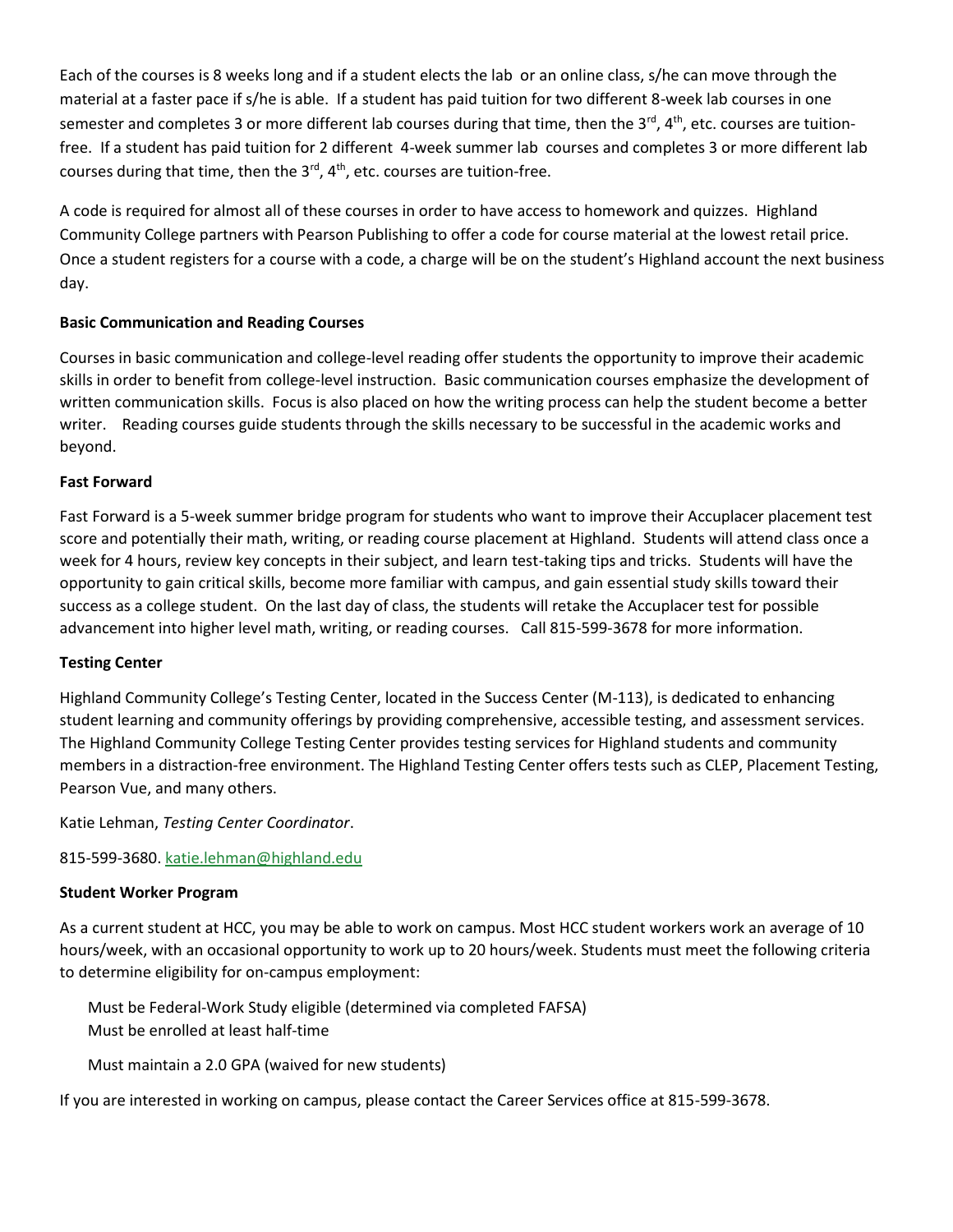Each of the courses is 8 weeks long and if a student elects the lab or an online class, s/he can move through the material at a faster pace if s/he is able. If a student has paid tuition for two different 8-week lab courses in one semester and completes 3 or more different lab courses during that time, then the 3rd, 4th, etc. courses are tuition-free. If a student has paid tuition for 2 different 4-week summer lab courses and completes 3 or more different lab courses during that time, then the 3rd, 4th, etc. courses are tuition-free.

A code is required for almost all of these courses in order to have access to homework and quizzes. Highland Community College partners with Pearson Publishing to offer a code for course material at the lowest retail price. Once a student registers for a course with a code, a charge will be on the student's Highland account the next business day.

**Basic Communication and Reading Courses**

Courses in basic communication and college-level reading offer students the opportunity to improve their academic skills in order to benefit from college-level instruction. Basic communication courses emphasize the development of written communication skills. Focus is also placed on how the writing process can help the student become a better writer. Reading courses guide students through the skills necessary to be successful in the academic works and beyond.

**Fast Forward**

Fast Forward is a 5-week summer bridge program for students who want to improve their Accuplacer placement test score and potentially their math, writing, or reading course placement at Highland. Students will attend class once a week for 4 hours, review key concepts in their subject, and learn test-taking tips and tricks. Students will have the opportunity to gain critical skills, become more familiar with campus, and gain essential study skills toward their success as a college student. On the last day of class, the students will retake the Accuplacer test for possible advancement into higher level math, writing, or reading courses. Call 815-599-3678 for more information.

**Testing Center**

Highland Community College's Testing Center, located in the Success Center (M-113), is dedicated to enhancing student learning and community offerings by providing comprehensive, accessible testing, and assessment services. The Highland Community College Testing Center provides testing services for Highland students and community members in a distraction-free environment. The Highland Testing Center offers tests such as CLEP, Placement Testing, Pearson Vue, and many others.

Katie Lehman, *Testing Center Coordinator*.

815-599-3680. katie.lehman@highland.edu

**Student Worker Program**

As a current student at HCC, you may be able to work on campus. Most HCC student workers work an average of 10 hours/week, with an occasional opportunity to work up to 20 hours/week. Students must meet the following criteria to determine eligibility for on-campus employment:

- Must be Federal-Work Study eligible (determined via completed FAFSA)
- Must be enrolled at least half-time
- Must maintain a 2.0 GPA (waived for new students)

If you are interested in working on campus, please contact the Career Services office at 815-599-3678.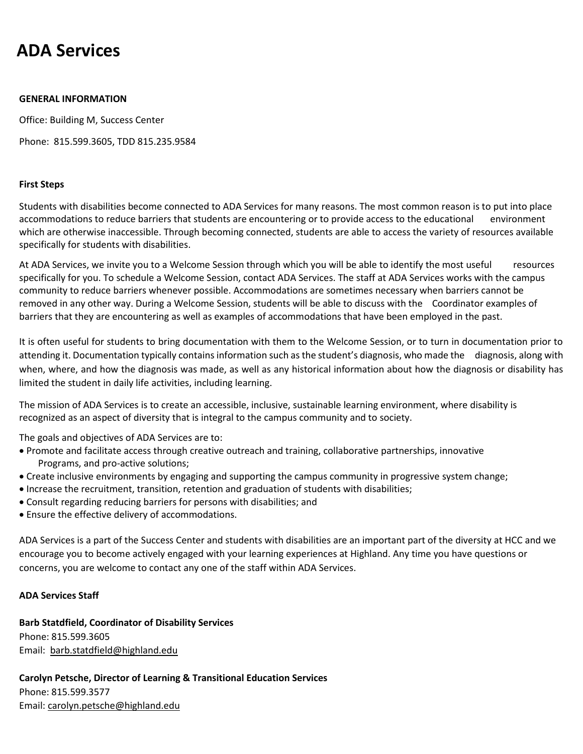# ADA Services

**GENERAL INFORMATION**

Office: Building M, Success Center

Phone: 815.599.3605, TDD 815.235.9584

**First Steps**

Students with disabilities become connected to ADA Services for many reasons. The most common reason is to put into place accommodations to reduce barriers that students are encountering or to provide access to the educational environment which are otherwise inaccessible. Through becoming connected, students are able to access the variety of resources available specifically for students with disabilities.

At ADA Services, we invite you to a Welcome Session through which you will be able to identify the most useful resources specifically for you. To schedule a Welcome Session, contact ADA Services. The staff at ADA Services works with the campus community to reduce barriers whenever possible. Accommodations are sometimes necessary when barriers cannot be removed in any other way. During a Welcome Session, students will be able to discuss with the Coordinator examples of barriers that they are encountering as well as examples of accommodations that have been employed in the past.

It is often useful for students to bring documentation with them to the Welcome Session, or to turn in documentation prior to attending it. Documentation typically contains information such as the student's diagnosis, who made the diagnosis, along with when, where, and how the diagnosis was made, as well as any historical information about how the diagnosis or disability has limited the student in daily life activities, including learning.

The mission of ADA Services is to create an accessible, inclusive, sustainable learning environment, where disability is recognized as an aspect of diversity that is integral to the campus community and to society.

The goals and objectives of ADA Services are to:

- Promote and facilitate access through creative outreach and training, collaborative partnerships, innovative Programs, and pro-active solutions;
- Create inclusive environments by engaging and supporting the campus community in progressive system change;
- Increase the recruitment, transition, retention and graduation of students with disabilities;
- Consult regarding reducing barriers for persons with disabilities; and
- Ensure the effective delivery of accommodations.

ADA Services is a part of the Success Center and students with disabilities are an important part of the diversity at HCC and we encourage you to become actively engaged with your learning experiences at Highland. Any time you have questions or concerns, you are welcome to contact any one of the staff within ADA Services.

**ADA Services Staff**

**Barb Statdfield, Coordinator of Disability Services**
Phone: 815.599.3605
Email: barb.statdfield@highland.edu

**Carolyn Petsche, Director of Learning & Transitional Education Services**
Phone: 815.599.3577
Email: carolyn.petsche@highland.edu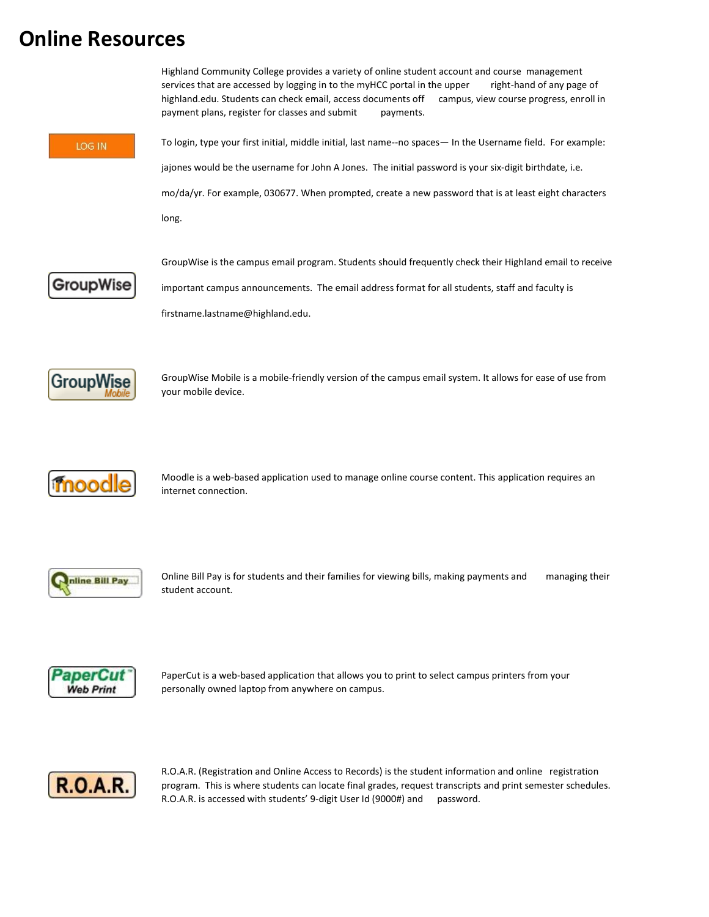# Online Resources

Highland Community College provides a variety of online student account and course management services that are accessed by logging in to the myHCC portal in the upper right-hand of any page of highland.edu. Students can check email, access documents off campus, view course progress, enroll in payment plans, register for classes and submit payments.

LOG IN

To login, type your first initial, middle initial, last name--no spaces— In the Username field. For example: jajones would be the username for John A Jones. The initial password is your six-digit birthdate, i.e. mo/da/yr. For example, 030677. When prompted, create a new password that is at least eight characters long.

GroupWise

GroupWise is the campus email program. Students should frequently check their Highland email to receive important campus announcements. The email address format for all students, staff and faculty is firstname.lastname@highland.edu.

GroupWise Mobile

GroupWise Mobile is a mobile-friendly version of the campus email system. It allows for ease of use from your mobile device.

moodle

Moodle is a web-based application used to manage online course content. This application requires an internet connection.

Online Bill Pay

Online Bill Pay is for students and their families for viewing bills, making payments and managing their student account.

PaperCut Web Print

PaperCut is a web-based application that allows you to print to select campus printers from your personally owned laptop from anywhere on campus.

R.O.A.R.

R.O.A.R. (Registration and Online Access to Records) is the student information and online registration program. This is where students can locate final grades, request transcripts and print semester schedules. R.O.A.R. is accessed with students' 9-digit User Id (9000#) and password.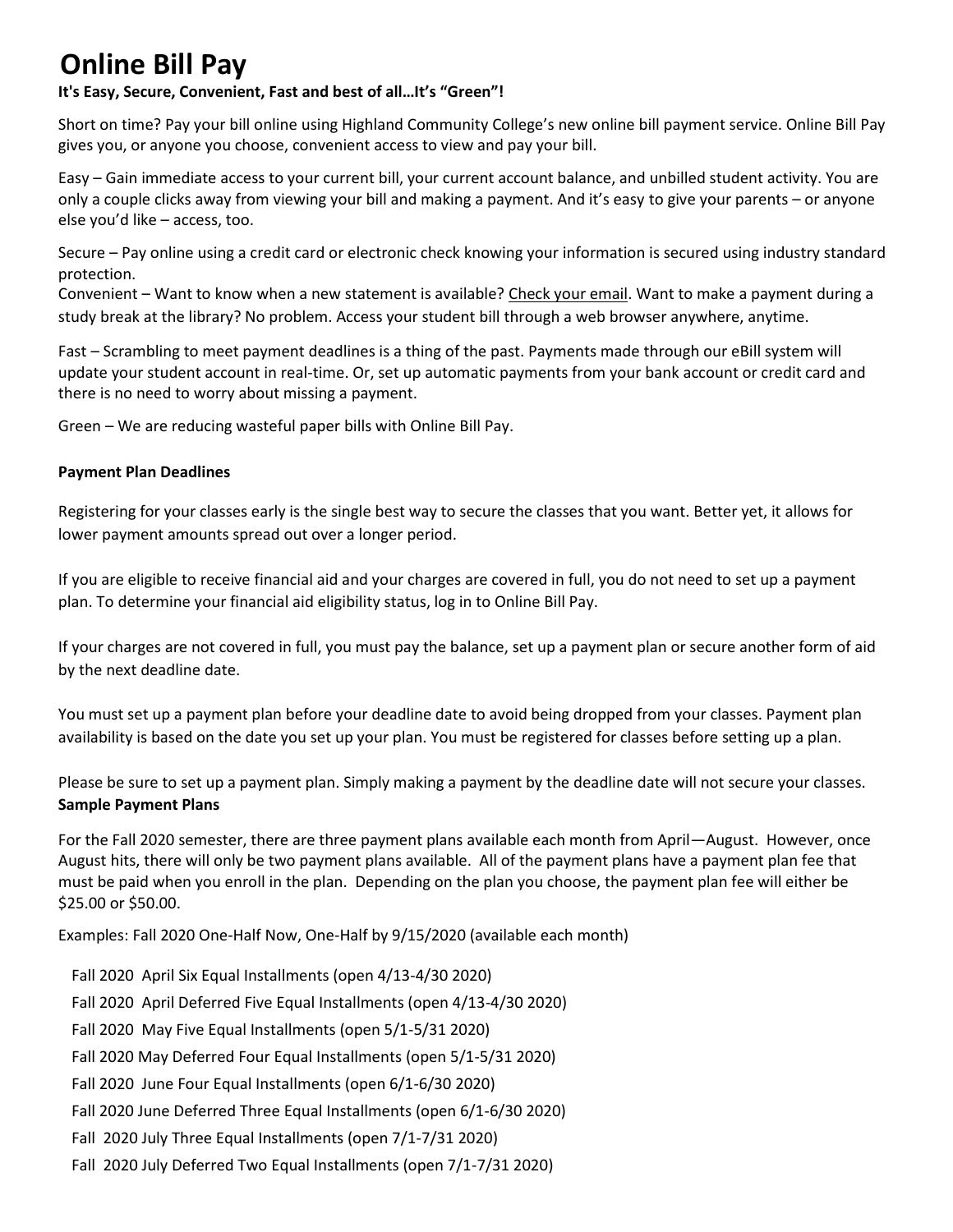# Online Bill Pay

**It's Easy, Secure, Convenient, Fast and best of all…It's "Green"!**

Short on time? Pay your bill online using Highland Community College's new online bill payment service. Online Bill Pay gives you, or anyone you choose, convenient access to view and pay your bill.

Easy – Gain immediate access to your current bill, your current account balance, and unbilled student activity. You are only a couple clicks away from viewing your bill and making a payment. And it's easy to give your parents – or anyone else you'd like – access, too.

Secure – Pay online using a credit card or electronic check knowing your information is secured using industry standard protection.

Convenient – Want to know when a new statement is available? Check your email. Want to make a payment during a study break at the library? No problem. Access your student bill through a web browser anywhere, anytime.

Fast – Scrambling to meet payment deadlines is a thing of the past. Payments made through our eBill system will update your student account in real-time. Or, set up automatic payments from your bank account or credit card and there is no need to worry about missing a payment.

Green – We are reducing wasteful paper bills with Online Bill Pay.

**Payment Plan Deadlines**

Registering for your classes early is the single best way to secure the classes that you want. Better yet, it allows for lower payment amounts spread out over a longer period.

If you are eligible to receive financial aid and your charges are covered in full, you do not need to set up a payment plan. To determine your financial aid eligibility status, log in to Online Bill Pay.

If your charges are not covered in full, you must pay the balance, set up a payment plan or secure another form of aid by the next deadline date.

You must set up a payment plan before your deadline date to avoid being dropped from your classes. Payment plan availability is based on the date you set up your plan. You must be registered for classes before setting up a plan.

Please be sure to set up a payment plan. Simply making a payment by the deadline date will not secure your classes.

**Sample Payment Plans**

For the Fall 2020 semester, there are three payment plans available each month from April—August. However, once August hits, there will only be two payment plans available. All of the payment plans have a payment plan fee that must be paid when you enroll in the plan. Depending on the plan you choose, the payment plan fee will either be $25.00 or $50.00.

Examples: Fall 2020 One-Half Now, One-Half by 9/15/2020 (available each month)

Fall 2020 April Six Equal Installments (open 4/13-4/30 2020)
Fall 2020 April Deferred Five Equal Installments (open 4/13-4/30 2020)
Fall 2020 May Five Equal Installments (open 5/1-5/31 2020)
Fall 2020 May Deferred Four Equal Installments (open 5/1-5/31 2020)
Fall 2020 June Four Equal Installments (open 6/1-6/30 2020)
Fall 2020 June Deferred Three Equal Installments (open 6/1-6/30 2020)
Fall 2020 July Three Equal Installments (open 7/1-7/31 2020)
Fall 2020 July Deferred Two Equal Installments (open 7/1-7/31 2020)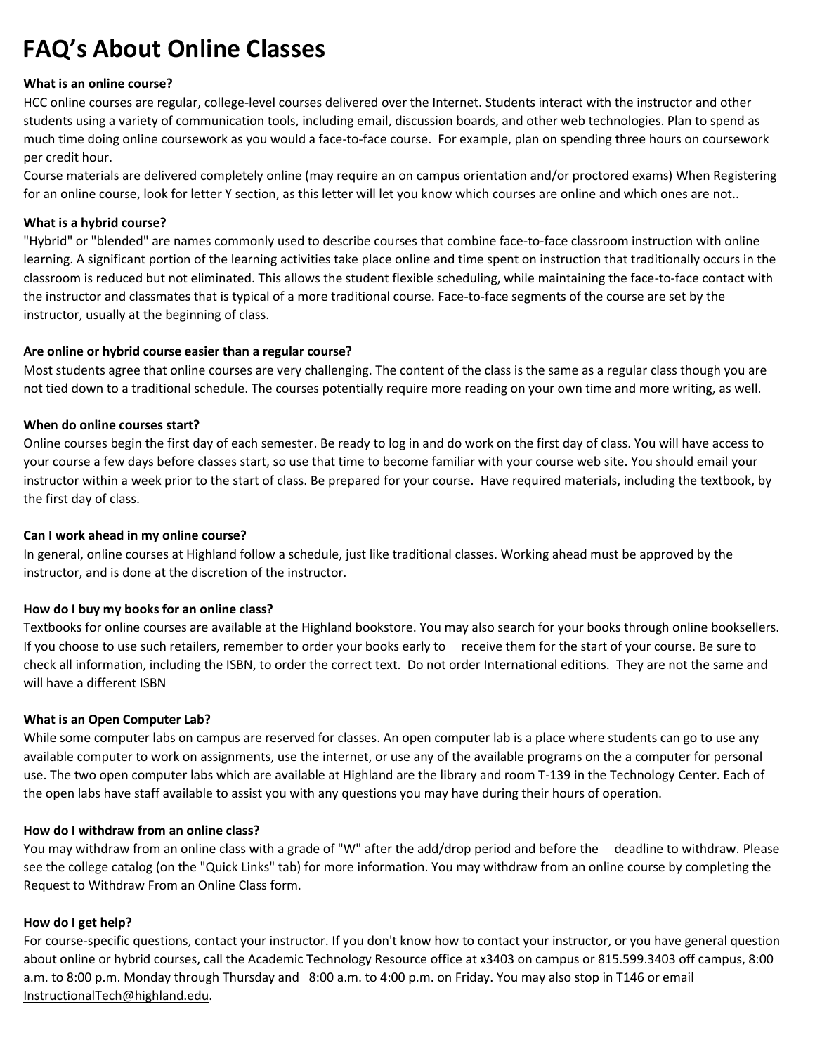# FAQ's About Online Classes

**What is an online course?**

HCC online courses are regular, college-level courses delivered over the Internet. Students interact with the instructor and other students using a variety of communication tools, including email, discussion boards, and other web technologies. Plan to spend as much time doing online coursework as you would a face-to-face course. For example, plan on spending three hours on coursework per credit hour.

Course materials are delivered completely online (may require an on campus orientation and/or proctored exams) When Registering for an online course, look for letter Y section, as this letter will let you know which courses are online and which ones are not..

**What is a hybrid course?**

"Hybrid" or "blended" are names commonly used to describe courses that combine face-to-face classroom instruction with online learning. A significant portion of the learning activities take place online and time spent on instruction that traditionally occurs in the classroom is reduced but not eliminated. This allows the student flexible scheduling, while maintaining the face-to-face contact with the instructor and classmates that is typical of a more traditional course. Face-to-face segments of the course are set by the instructor, usually at the beginning of class.

**Are online or hybrid course easier than a regular course?**

Most students agree that online courses are very challenging. The content of the class is the same as a regular class though you are not tied down to a traditional schedule. The courses potentially require more reading on your own time and more writing, as well.

**When do online courses start?**

Online courses begin the first day of each semester. Be ready to log in and do work on the first day of class. You will have access to your course a few days before classes start, so use that time to become familiar with your course web site. You should email your instructor within a week prior to the start of class. Be prepared for your course. Have required materials, including the textbook, by the first day of class.

**Can I work ahead in my online course?**

In general, online courses at Highland follow a schedule, just like traditional classes. Working ahead must be approved by the instructor, and is done at the discretion of the instructor.

**How do I buy my books for an online class?**

Textbooks for online courses are available at the Highland bookstore. You may also search for your books through online booksellers. If you choose to use such retailers, remember to order your books early to receive them for the start of your course. Be sure to check all information, including the ISBN, to order the correct text. Do not order International editions. They are not the same and will have a different ISBN

**What is an Open Computer Lab?**

While some computer labs on campus are reserved for classes. An open computer lab is a place where students can go to use any available computer to work on assignments, use the internet, or use any of the available programs on the a computer for personal use. The two open computer labs which are available at Highland are the library and room T-139 in the Technology Center. Each of the open labs have staff available to assist you with any questions you may have during their hours of operation.

**How do I withdraw from an online class?**

You may withdraw from an online class with a grade of "W" after the add/drop period and before the deadline to withdraw. Please see the college catalog (on the "Quick Links" tab) for more information. You may withdraw from an online course by completing the Request to Withdraw From an Online Class form.

**How do I get help?**

For course-specific questions, contact your instructor. If you don't know how to contact your instructor, or you have general question about online or hybrid courses, call the Academic Technology Resource office at x3403 on campus or 815.599.3403 off campus, 8:00 a.m. to 8:00 p.m. Monday through Thursday and 8:00 a.m. to 4:00 p.m. on Friday. You may also stop in T146 or email InstructionalTech@highland.edu.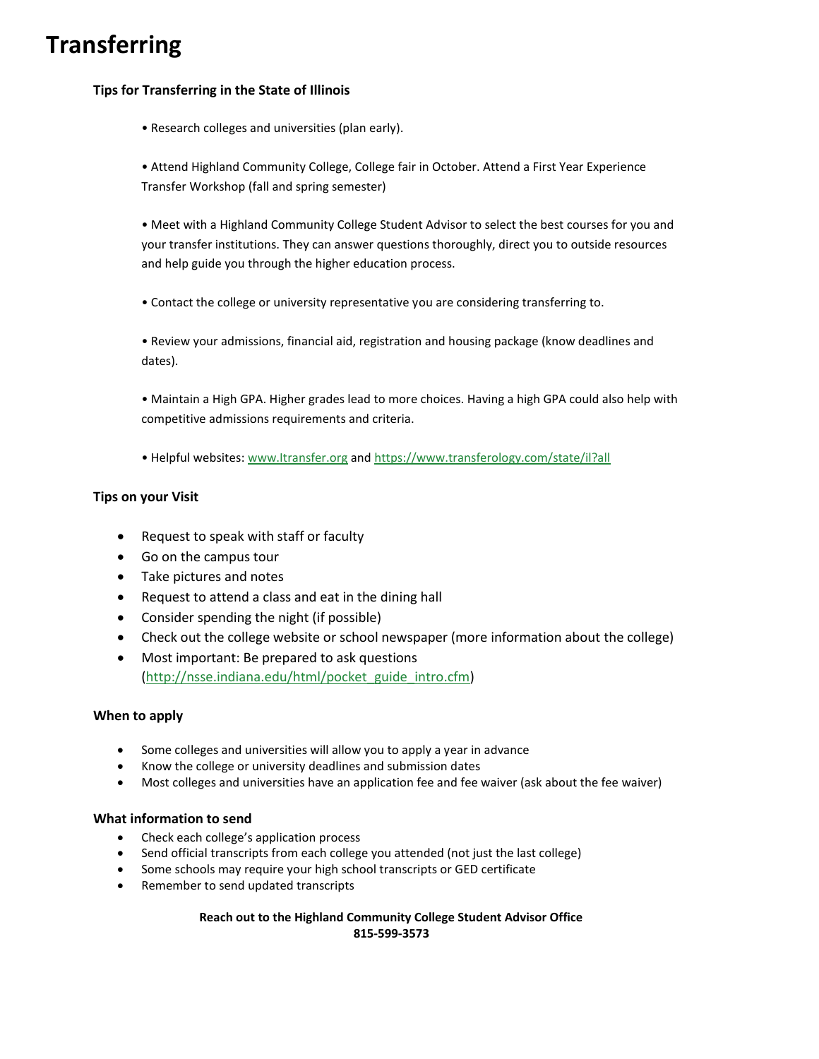# Transferring

### Tips for Transferring in the State of Illinois

- Research colleges and universities (plan early).
- Attend Highland Community College, College fair in October. Attend a First Year Experience Transfer Workshop (fall and spring semester)
- Meet with a Highland Community College Student Advisor to select the best courses for you and your transfer institutions. They can answer questions thoroughly, direct you to outside resources and help guide you through the higher education process.
- Contact the college or university representative you are considering transferring to.
- Review your admissions, financial aid, registration and housing package (know deadlines and dates).
- Maintain a High GPA. Higher grades lead to more choices. Having a high GPA could also help with competitive admissions requirements and criteria.
- Helpful websites: www.Itransfer.org and https://www.transferology.com/state/il?all

### Tips on your Visit

- Request to speak with staff or faculty
- Go on the campus tour
- Take pictures and notes
- Request to attend a class and eat in the dining hall
- Consider spending the night (if possible)
- Check out the college website or school newspaper (more information about the college)
- Most important: Be prepared to ask questions (http://nsse.indiana.edu/html/pocket_guide_intro.cfm)

### When to apply

- Some colleges and universities will allow you to apply a year in advance
- Know the college or university deadlines and submission dates
- Most colleges and universities have an application fee and fee waiver (ask about the fee waiver)

### What information to send

- Check each college's application process
- Send official transcripts from each college you attended (not just the last college)
- Some schools may require your high school transcripts or GED certificate
- Remember to send updated transcripts

**Reach out to the Highland Community College Student Advisor Office**
**815-599-3573**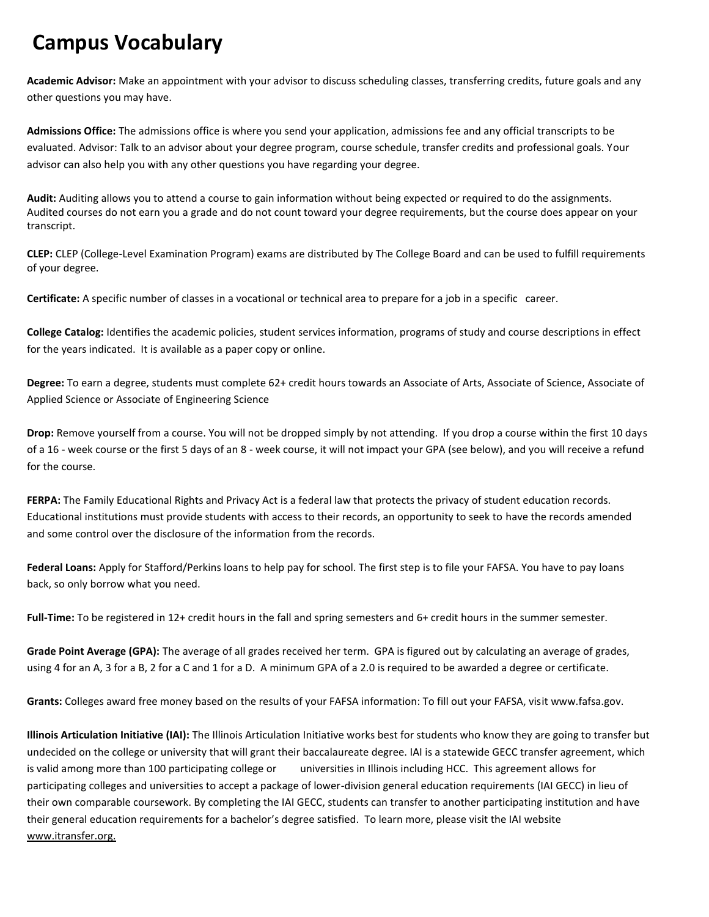# Campus Vocabulary

**Academic Advisor:** Make an appointment with your advisor to discuss scheduling classes, transferring credits, future goals and any other questions you may have.

**Admissions Office:** The admissions office is where you send your application, admissions fee and any official transcripts to be evaluated. Advisor: Talk to an advisor about your degree program, course schedule, transfer credits and professional goals. Your advisor can also help you with any other questions you have regarding your degree.

**Audit:** Auditing allows you to attend a course to gain information without being expected or required to do the assignments. Audited courses do not earn you a grade and do not count toward your degree requirements, but the course does appear on your transcript.

**CLEP:** CLEP (College-Level Examination Program) exams are distributed by The College Board and can be used to fulfill requirements of your degree.

**Certificate:** A specific number of classes in a vocational or technical area to prepare for a job in a specific career.

**College Catalog:** Identifies the academic policies, student services information, programs of study and course descriptions in effect for the years indicated. It is available as a paper copy or online.

**Degree:** To earn a degree, students must complete 62+ credit hours towards an Associate of Arts, Associate of Science, Associate of Applied Science or Associate of Engineering Science

**Drop:** Remove yourself from a course. You will not be dropped simply by not attending. If you drop a course within the first 10 days of a 16 - week course or the first 5 days of an 8 - week course, it will not impact your GPA (see below), and you will receive a refund for the course.

**FERPA:** The Family Educational Rights and Privacy Act is a federal law that protects the privacy of student education records. Educational institutions must provide students with access to their records, an opportunity to seek to have the records amended and some control over the disclosure of the information from the records.

**Federal Loans:** Apply for Stafford/Perkins loans to help pay for school. The first step is to file your FAFSA. You have to pay loans back, so only borrow what you need.

**Full-Time:** To be registered in 12+ credit hours in the fall and spring semesters and 6+ credit hours in the summer semester.

**Grade Point Average (GPA):** The average of all grades received her term. GPA is figured out by calculating an average of grades, using 4 for an A, 3 for a B, 2 for a C and 1 for a D. A minimum GPA of a 2.0 is required to be awarded a degree or certificate.

**Grants:** Colleges award free money based on the results of your FAFSA information: To fill out your FAFSA, visit www.fafsa.gov.

**Illinois Articulation Initiative (IAI):** The Illinois Articulation Initiative works best for students who know they are going to transfer but undecided on the college or university that will grant their baccalaureate degree. IAI is a statewide GECC transfer agreement, which is valid among more than 100 participating college or universities in Illinois including HCC. This agreement allows for participating colleges and universities to accept a package of lower-division general education requirements (IAI GECC) in lieu of their own comparable coursework. By completing the IAI GECC, students can transfer to another participating institution and have their general education requirements for a bachelor's degree satisfied. To learn more, please visit the IAI website www.itransfer.org.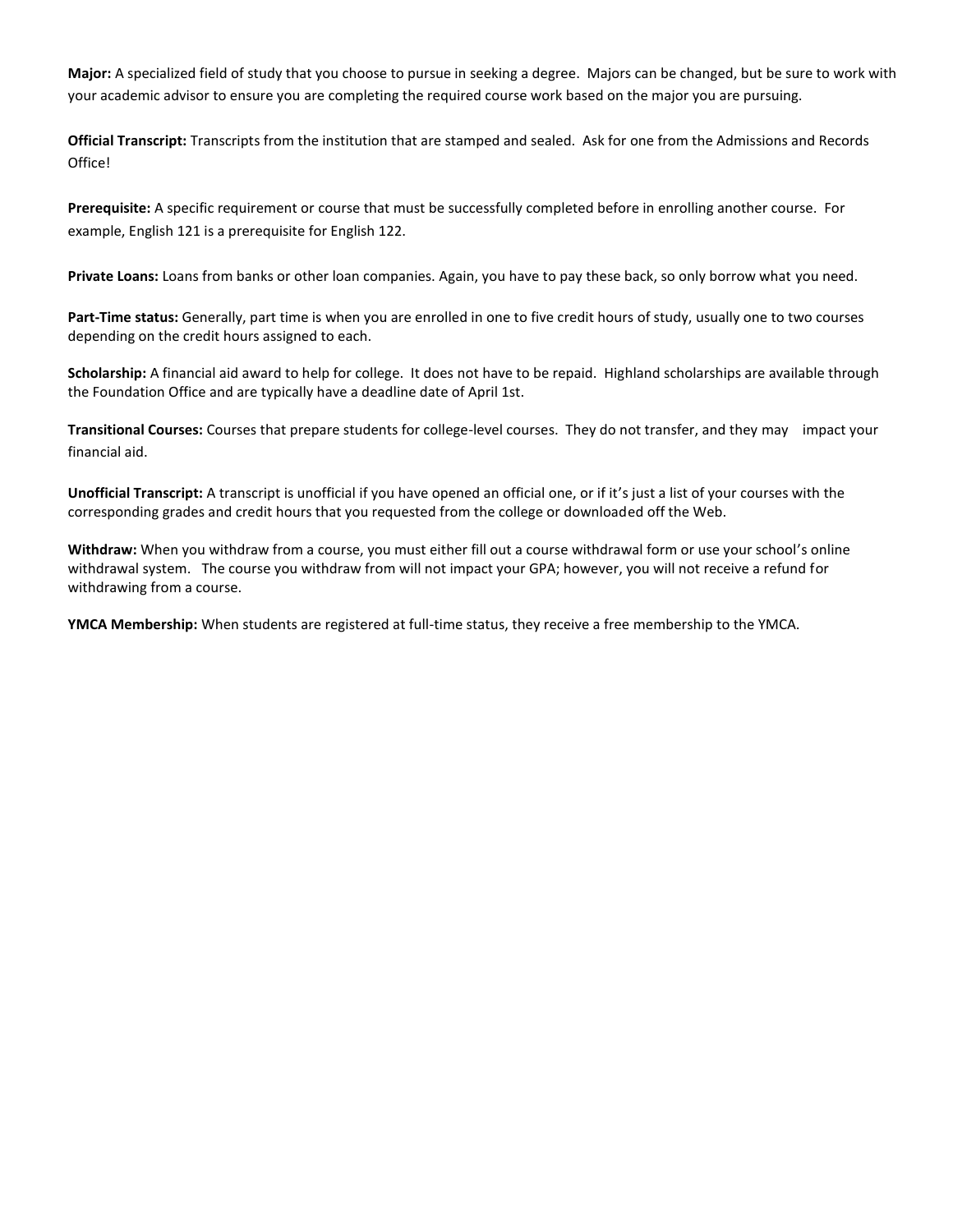**Major:** A specialized field of study that you choose to pursue in seeking a degree. Majors can be changed, but be sure to work with your academic advisor to ensure you are completing the required course work based on the major you are pursuing.

**Official Transcript:** Transcripts from the institution that are stamped and sealed. Ask for one from the Admissions and Records Office!

**Prerequisite:** A specific requirement or course that must be successfully completed before in enrolling another course. For example, English 121 is a prerequisite for English 122.

**Private Loans:** Loans from banks or other loan companies. Again, you have to pay these back, so only borrow what you need.

**Part-Time status:** Generally, part time is when you are enrolled in one to five credit hours of study, usually one to two courses depending on the credit hours assigned to each.

**Scholarship:** A financial aid award to help for college. It does not have to be repaid. Highland scholarships are available through the Foundation Office and are typically have a deadline date of April 1st.

**Transitional Courses:** Courses that prepare students for college-level courses. They do not transfer, and they may impact your financial aid.

**Unofficial Transcript:** A transcript is unofficial if you have opened an official one, or if it's just a list of your courses with the corresponding grades and credit hours that you requested from the college or downloaded off the Web.

**Withdraw:** When you withdraw from a course, you must either fill out a course withdrawal form or use your school's online withdrawal system. The course you withdraw from will not impact your GPA; however, you will not receive a refund for withdrawing from a course.

**YMCA Membership:** When students are registered at full-time status, they receive a free membership to the YMCA.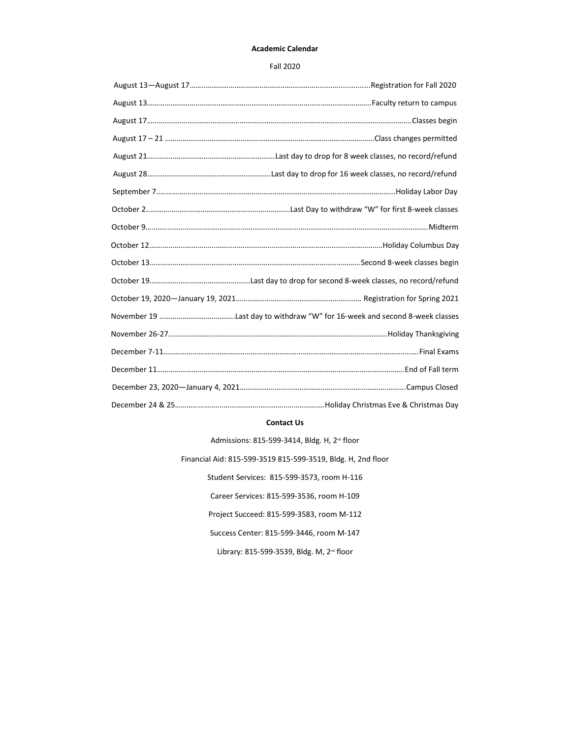**Academic Calendar**

Fall 2020

August 13—August 17……………………………………………………………………………Registration for Fall 2020

August 13……………………………………………………………………………………………Faculty return to campus

August 17……………………………………………………………………………………………………………Classes begin

August 17 – 21 ……………………………………………………………………………………………Class changes permitted

August 21…………………………………………………………Last day to drop for 8 week classes, no record/refund

August 28…………………………………………………………Last day to drop for 16 week classes, no record/refund

September 7……………………………………………………………………………………………………Holiday Labor Day

October 2………………………………………………………………Last Day to withdraw "W" for first 8-week classes

October 9…………………………………………………………………………………………………………………………Midterm

October 12…………………………………………………………………………………………………Holiday Columbus Day

October 13………………………………………………………………………………………………Second 8-week classes begin

October 19…………………………………………………Last day to drop for second 8-week classes, no record/refund

October 19, 2020—January 19, 2021………………………………………………………… Registration for Spring 2021

November 19 …………………………………Last day to withdraw "W" for 16-week and second 8-week classes

November 26-27……………………………………………………………………………………………Holiday Thanksgiving

December 7-11…………………………………………………………………………………………………………Final Exams

December 11…………………………………………………………………………………………………………End of Fall term

December 23, 2020—January 4, 2021……………………………………………………………………………Campus Closed

December 24 & 25…………………………………………………………………Holiday Christmas Eve & Christmas Day

**Contact Us**

Admissions: 815-599-3414, Bldg. H, 2nd floor

Financial Aid: 815-599-3519 815-599-3519, Bldg. H, 2nd floor

Student Services: 815-599-3573, room H-116

Career Services: 815-599-3536, room H-109

Project Succeed: 815-599-3583, room M-112

Success Center: 815-599-3446, room M-147

Library: 815-599-3539, Bldg. M, 2nd floor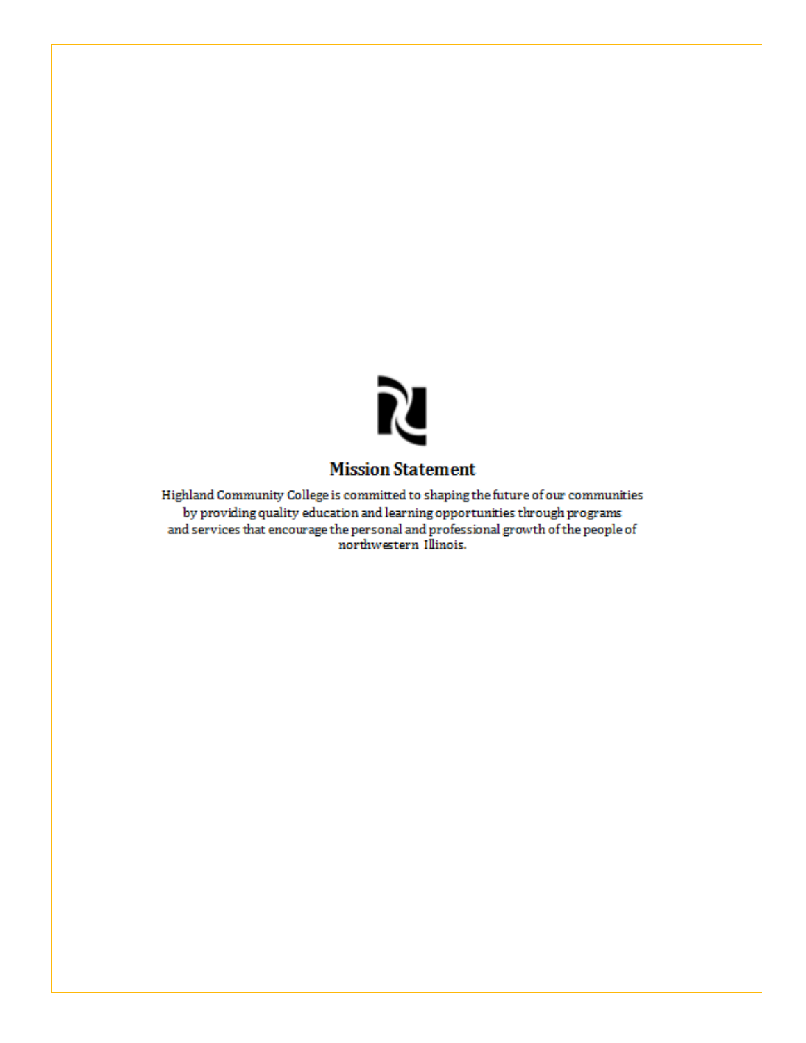## Mission Statement

Highland Community College is committed to shaping the future of our communities by providing quality education and learning opportunities through programs and services that encourage the personal and professional growth of the people of northwestern Illinois.